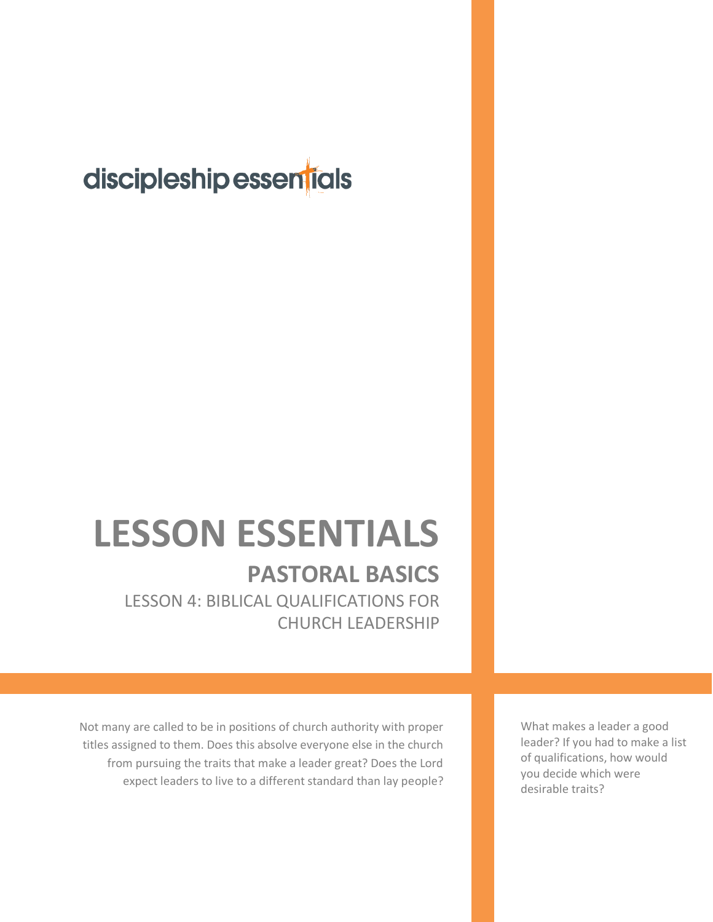discipleship essentials

# LESSON ESSENTIALS

## PASTORAL BASICS

### LESSON 4: BIBLICAL QUALIFICATIONS FOR CHURCH LEADERSHIP

Not many are called to be in positions of church authority with proper titles assigned to them. Does this absolve everyone else in the church from pursuing the traits that make a leader great? Does the Lord expect leaders to live to a different standard than lay people?

What makes a leader a good leader? If you had to make a list of qualifications, how would you decide which were desirable traits?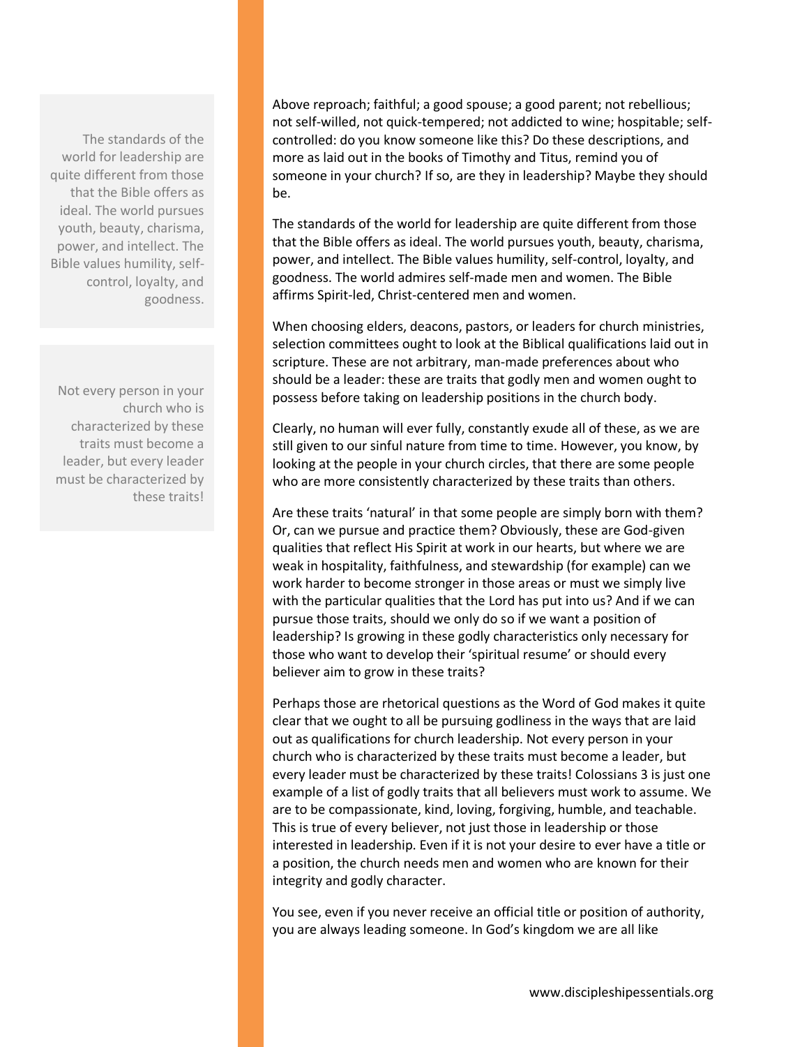Above reproach; faithful; a good spouse; a good parent; not rebellious; not self-willed, not quick-tempered; not addicted to wine; hospitable; self-controlled: do you know someone like this? Do these descriptions, and more as laid out in the books of Timothy and Titus, remind you of someone in your church? If so, are they in leadership? Maybe they should be.

> The standards of the world for leadership are quite different from those that the Bible offers as ideal. The world pursues youth, beauty, charisma, power, and intellect. The Bible values humility, self-control, loyalty, and goodness.

The standards of the world for leadership are quite different from those that the Bible offers as ideal. The world pursues youth, beauty, charisma, power, and intellect. The Bible values humility, self-control, loyalty, and goodness. The world admires self-made men and women. The Bible affirms Spirit-led, Christ-centered men and women.

When choosing elders, deacons, pastors, or leaders for church ministries, selection committees ought to look at the Biblical qualifications laid out in scripture. These are not arbitrary, man-made preferences about who should be a leader: these are traits that godly men and women ought to possess before taking on leadership positions in the church body.

> Not every person in your church who is characterized by these traits must become a leader, but every leader must be characterized by these traits!

Clearly, no human will ever fully, constantly exude all of these, as we are still given to our sinful nature from time to time. However, you know, by looking at the people in your church circles, that there are some people who are more consistently characterized by these traits than others.

Are these traits 'natural' in that some people are simply born with them? Or, can we pursue and practice them? Obviously, these are God-given qualities that reflect His Spirit at work in our hearts, but where we are weak in hospitality, faithfulness, and stewardship (for example) can we work harder to become stronger in those areas or must we simply live with the particular qualities that the Lord has put into us? And if we can pursue those traits, should we only do so if we want a position of leadership? Is growing in these godly characteristics only necessary for those who want to develop their 'spiritual resume' or should every believer aim to grow in these traits?

Perhaps those are rhetorical questions as the Word of God makes it quite clear that we ought to all be pursuing godliness in the ways that are laid out as qualifications for church leadership. Not every person in your church who is characterized by these traits must become a leader, but every leader must be characterized by these traits! Colossians 3 is just one example of a list of godly traits that all believers must work to assume. We are to be compassionate, kind, loving, forgiving, humble, and teachable. This is true of every believer, not just those in leadership or those interested in leadership. Even if it is not your desire to ever have a title or a position, the church needs men and women who are known for their integrity and godly character.

You see, even if you never receive an official title or position of authority, you are always leading someone. In God's kingdom we are all like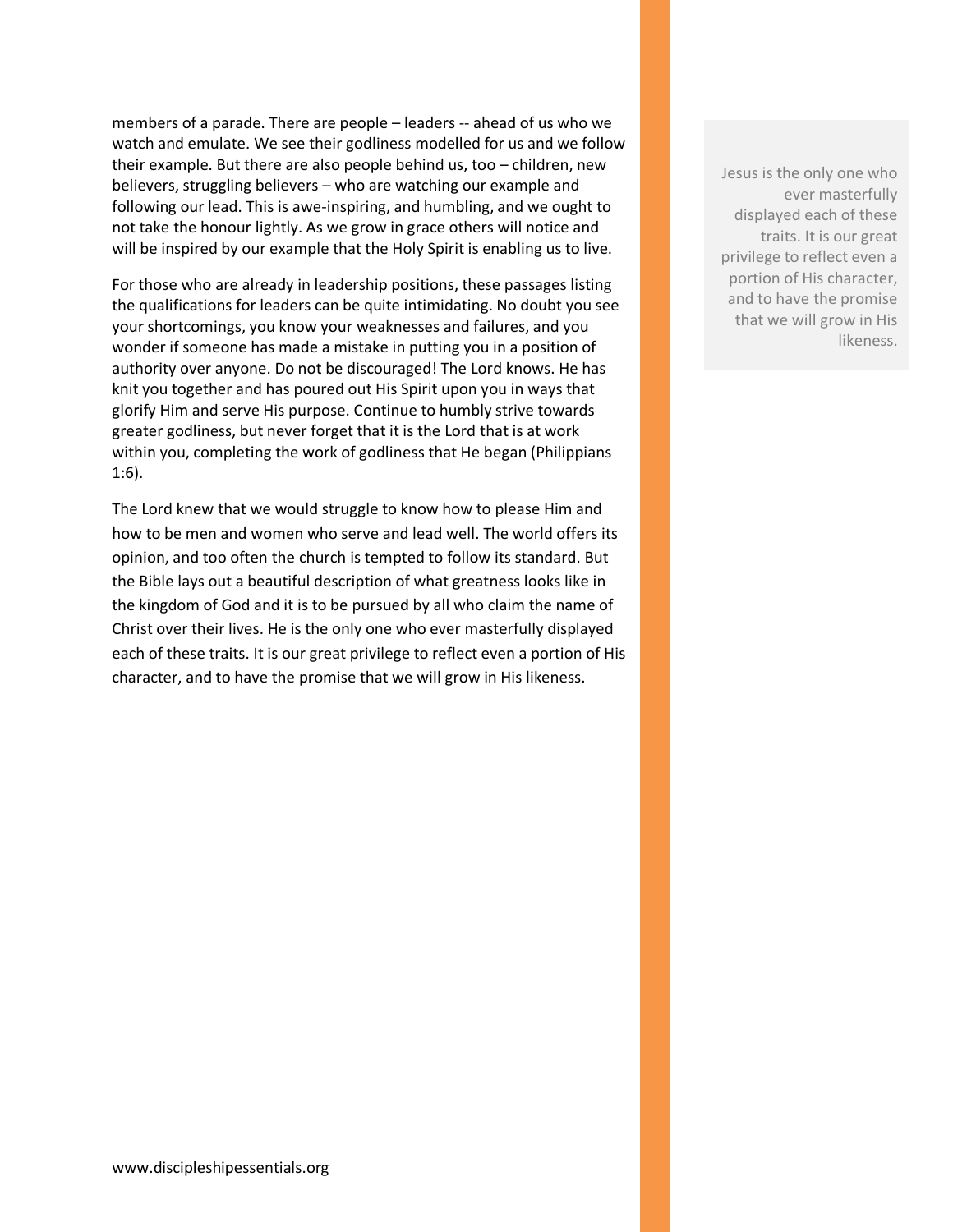members of a parade. There are people – leaders -- ahead of us who we watch and emulate. We see their godliness modelled for us and we follow their example. But there are also people behind us, too – children, new believers, struggling believers – who are watching our example and following our lead. This is awe-inspiring, and humbling, and we ought to not take the honour lightly. As we grow in grace others will notice and will be inspired by our example that the Holy Spirit is enabling us to live.

For those who are already in leadership positions, these passages listing the qualifications for leaders can be quite intimidating. No doubt you see your shortcomings, you know your weaknesses and failures, and you wonder if someone has made a mistake in putting you in a position of authority over anyone. Do not be discouraged! The Lord knows. He has knit you together and has poured out His Spirit upon you in ways that glorify Him and serve His purpose. Continue to humbly strive towards greater godliness, but never forget that it is the Lord that is at work within you, completing the work of godliness that He began (Philippians 1:6).

The Lord knew that we would struggle to know how to please Him and how to be men and women who serve and lead well. The world offers its opinion, and too often the church is tempted to follow its standard. But the Bible lays out a beautiful description of what greatness looks like in the kingdom of God and it is to be pursued by all who claim the name of Christ over their lives. He is the only one who ever masterfully displayed each of these traits. It is our great privilege to reflect even a portion of His character, and to have the promise that we will grow in His likeness.

> Jesus is the only one who ever masterfully displayed each of these traits. It is our great privilege to reflect even a portion of His character, and to have the promise that we will grow in His likeness.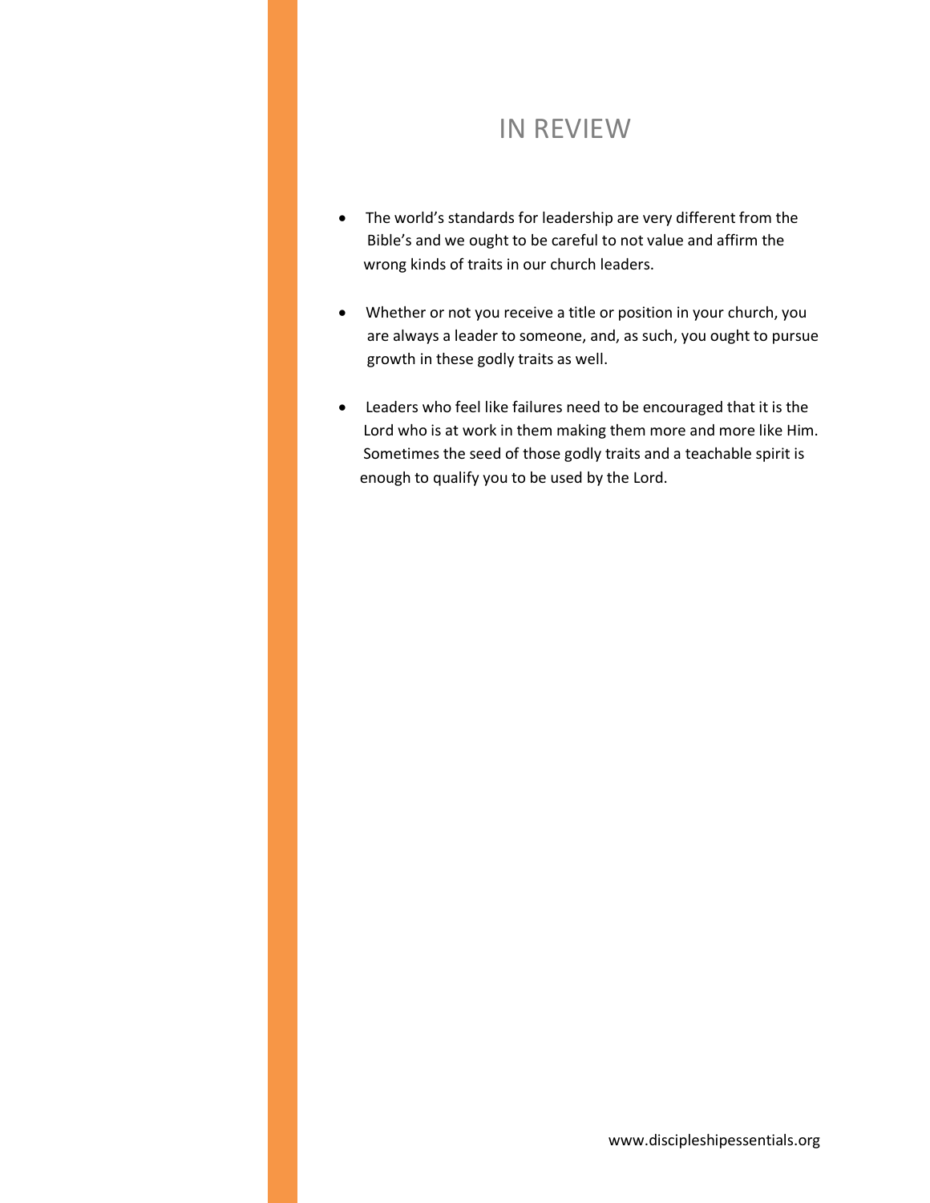# IN REVIEW

- The world's standards for leadership are very different from the Bible's and we ought to be careful to not value and affirm the wrong kinds of traits in our church leaders.
- Whether or not you receive a title or position in your church, you are always a leader to someone, and, as such, you ought to pursue growth in these godly traits as well.
- Leaders who feel like failures need to be encouraged that it is the Lord who is at work in them making them more and more like Him. Sometimes the seed of those godly traits and a teachable spirit is enough to qualify you to be used by the Lord.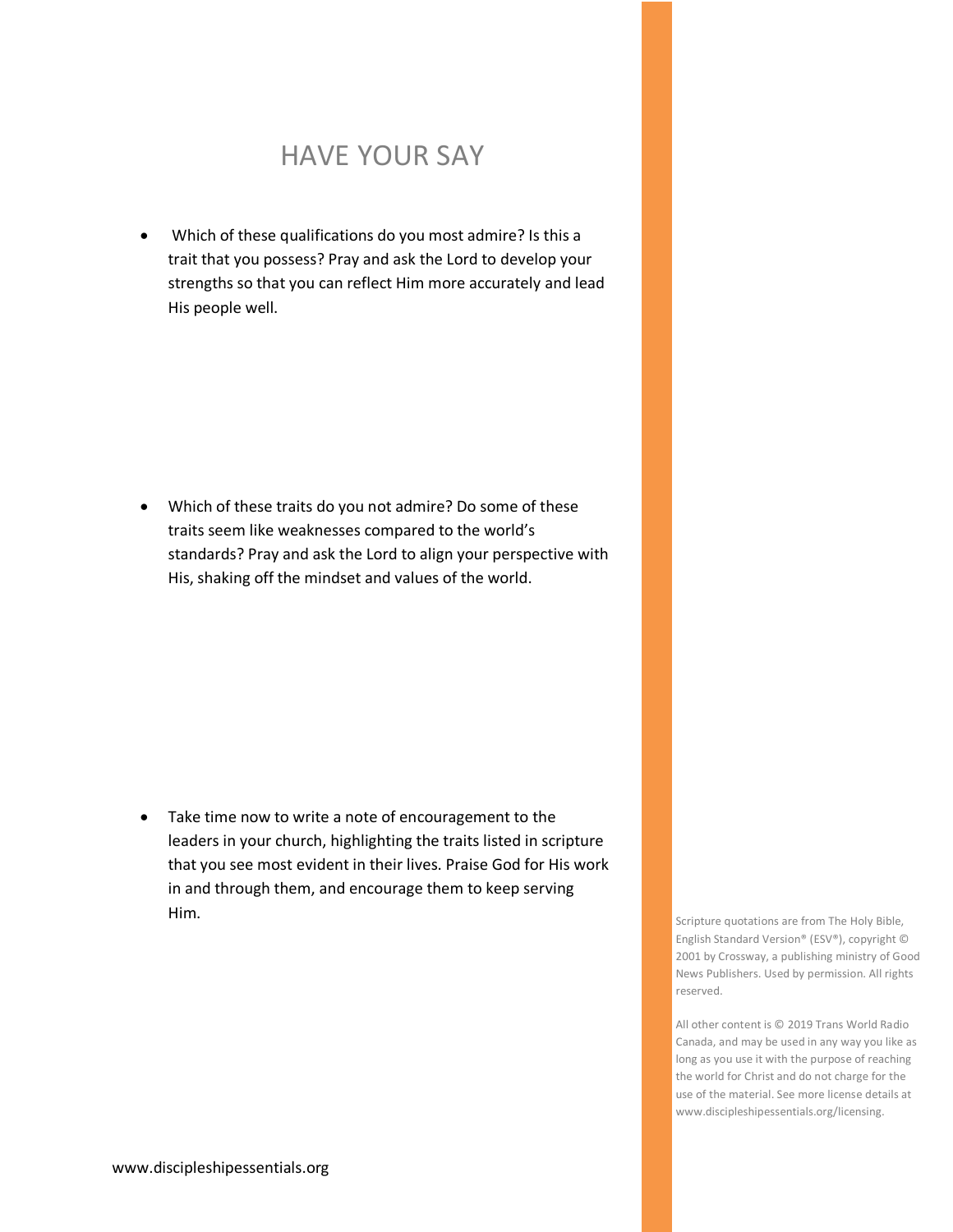## HAVE YOUR SAY

- Which of these qualifications do you most admire? Is this a trait that you possess? Pray and ask the Lord to develop your strengths so that you can reflect Him more accurately and lead His people well.

- Which of these traits do you not admire? Do some of these traits seem like weaknesses compared to the world's standards? Pray and ask the Lord to align your perspective with His, shaking off the mindset and values of the world.

- Take time now to write a note of encouragement to the leaders in your church, highlighting the traits listed in scripture that you see most evident in their lives. Praise God for His work in and through them, and encourage them to keep serving Him.

Scripture quotations are from The Holy Bible, English Standard Version® (ESV®), copyright © 2001 by Crossway, a publishing ministry of Good News Publishers. Used by permission. All rights reserved.

All other content is © 2019 Trans World Radio Canada, and may be used in any way you like as long as you use it with the purpose of reaching the world for Christ and do not charge for the use of the material. See more license details at www.discipleshipessentials.org/licensing.

www.discipleshipessentials.org